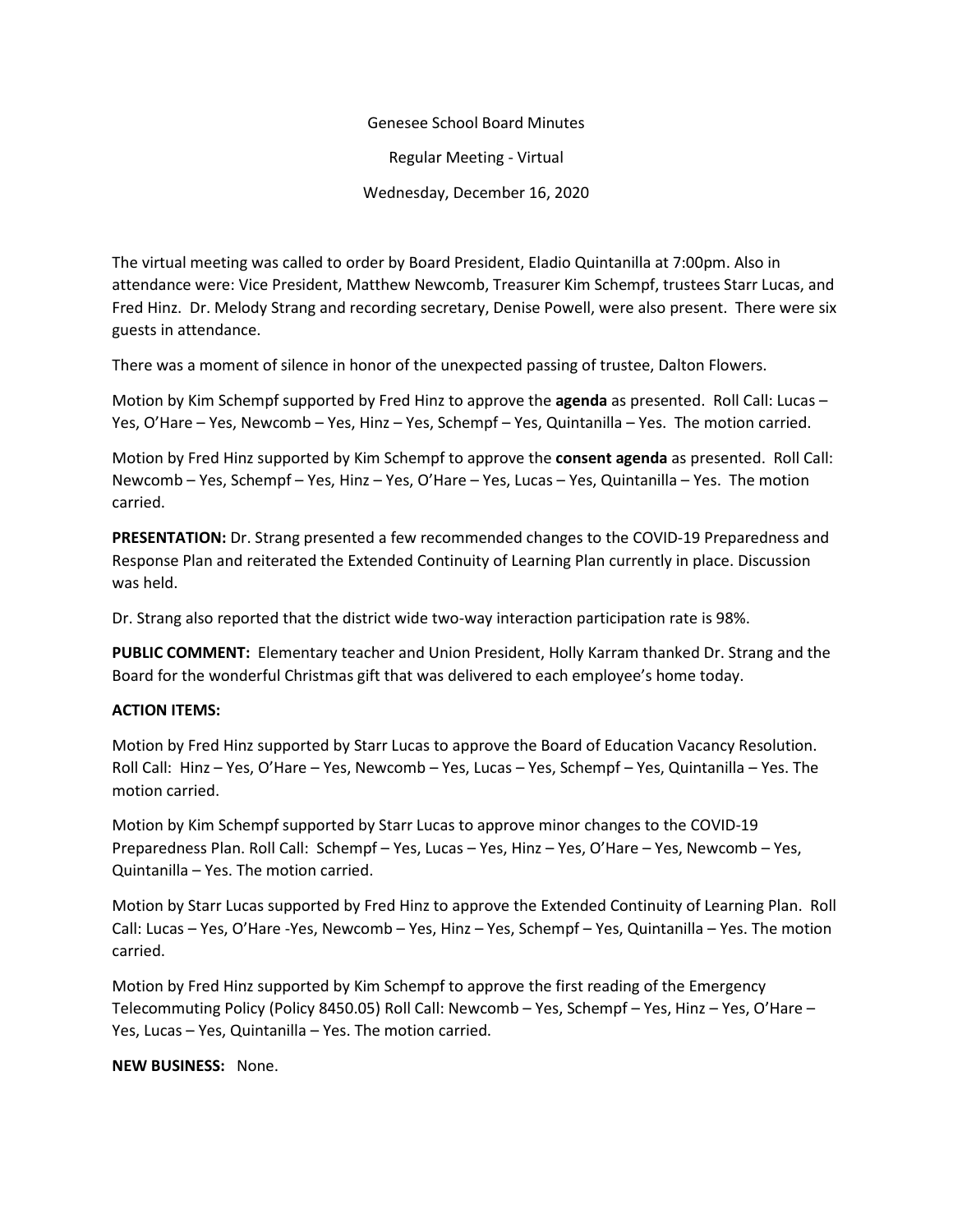Genesee School Board Minutes

Regular Meeting - Virtual

Wednesday, December 16, 2020

The virtual meeting was called to order by Board President, Eladio Quintanilla at 7:00pm. Also in attendance were: Vice President, Matthew Newcomb, Treasurer Kim Schempf, trustees Starr Lucas, and Fred Hinz. Dr. Melody Strang and recording secretary, Denise Powell, were also present. There were six guests in attendance.

There was a moment of silence in honor of the unexpected passing of trustee, Dalton Flowers.

Motion by Kim Schempf supported by Fred Hinz to approve the **agenda** as presented. Roll Call: Lucas – Yes, O'Hare – Yes, Newcomb – Yes, Hinz – Yes, Schempf – Yes, Quintanilla – Yes. The motion carried.

Motion by Fred Hinz supported by Kim Schempf to approve the **consent agenda** as presented. Roll Call: Newcomb – Yes, Schempf – Yes, Hinz – Yes, O'Hare – Yes, Lucas – Yes, Quintanilla – Yes. The motion carried.

**PRESENTATION:** Dr. Strang presented a few recommended changes to the COVID-19 Preparedness and Response Plan and reiterated the Extended Continuity of Learning Plan currently in place. Discussion was held.

Dr. Strang also reported that the district wide two-way interaction participation rate is 98%.

**PUBLIC COMMENT:** Elementary teacher and Union President, Holly Karram thanked Dr. Strang and the Board for the wonderful Christmas gift that was delivered to each employee's home today.

**ACTION ITEMS:**

Motion by Fred Hinz supported by Starr Lucas to approve the Board of Education Vacancy Resolution. Roll Call: Hinz – Yes, O'Hare – Yes, Newcomb – Yes, Lucas – Yes, Schempf – Yes, Quintanilla – Yes. The motion carried.

Motion by Kim Schempf supported by Starr Lucas to approve minor changes to the COVID-19 Preparedness Plan. Roll Call: Schempf – Yes, Lucas – Yes, Hinz – Yes, O'Hare – Yes, Newcomb – Yes, Quintanilla – Yes. The motion carried.

Motion by Starr Lucas supported by Fred Hinz to approve the Extended Continuity of Learning Plan. Roll Call: Lucas – Yes, O'Hare -Yes, Newcomb – Yes, Hinz – Yes, Schempf – Yes, Quintanilla – Yes. The motion carried.

Motion by Fred Hinz supported by Kim Schempf to approve the first reading of the Emergency Telecommuting Policy (Policy 8450.05) Roll Call: Newcomb – Yes, Schempf – Yes, Hinz – Yes, O'Hare – Yes, Lucas – Yes, Quintanilla – Yes. The motion carried.

**NEW BUSINESS:** None.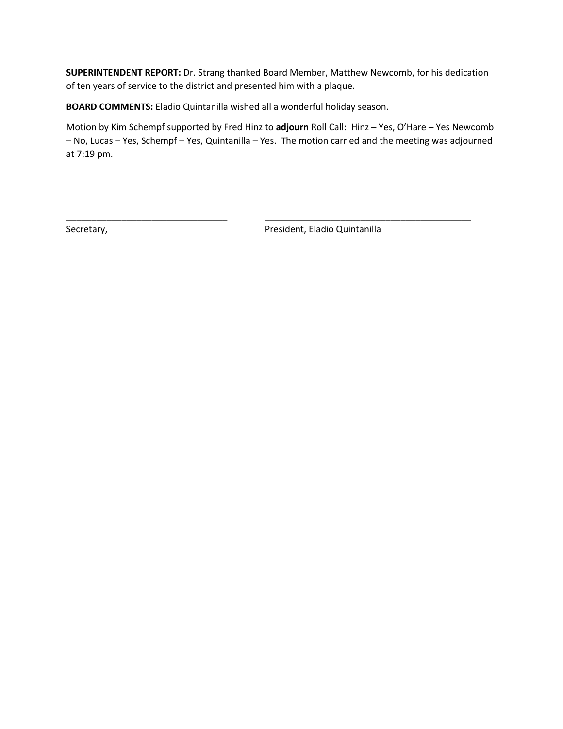**SUPERINTENDENT REPORT:** Dr. Strang thanked Board Member, Matthew Newcomb, for his dedication of ten years of service to the district and presented him with a plaque.

**BOARD COMMENTS:** Eladio Quintanilla wished all a wonderful holiday season.

Motion by Kim Schempf supported by Fred Hinz to **adjourn** Roll Call: Hinz – Yes, O'Hare – Yes Newcomb – No, Lucas – Yes, Schempf – Yes, Quintanilla – Yes. The motion carried and the meeting was adjourned at 7:19 pm.

| | |
|---|---|
| \_\_\_\_\_\_\_\_\_\_\_\_\_\_\_\_\_\_\_\_\_\_\_\_\_\_\_\_\_\_\_\_ | \_\_\_\_\_\_\_\_\_\_\_\_\_\_\_\_\_\_\_\_\_\_\_\_\_\_\_\_\_\_\_\_\_\_\_\_\_\_\_\_\_\_ |
| Secretary, | President, Eladio Quintanilla |